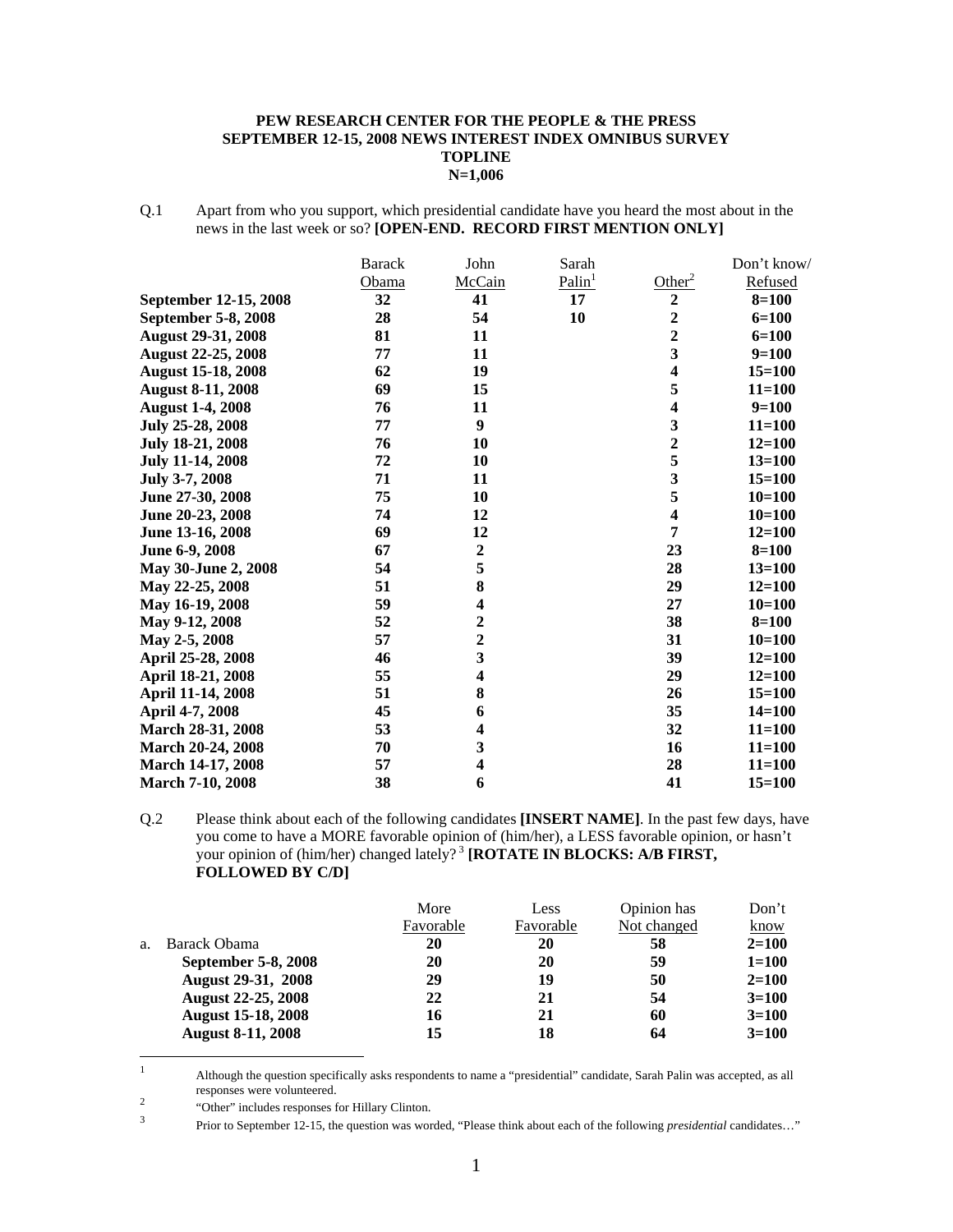**PEW RESEARCH CENTER FOR THE PEOPLE & THE PRESS**
**SEPTEMBER 12-15, 2008 NEWS INTEREST INDEX OMNIBUS SURVEY**
**TOPLINE**
**N=1,006**

Q.1 Apart from who you support, which presidential candidate have you heard the most about in the news in the last week or so? **[OPEN-END. RECORD FIRST MENTION ONLY]**

| | Barack Obama | John McCain | Sarah Palin[1] | Other[2] | Don't know/ Refused |
|---|---|---|---|---|---|
| **September 12-15, 2008** | **32** | **41** | **17** | **2** | **8=100** |
| **September 5-8, 2008** | **28** | **54** | **10** | **2** | **6=100** |
| **August 29-31, 2008** | **81** | **11** | | **2** | **6=100** |
| **August 22-25, 2008** | **77** | **11** | | **3** | **9=100** |
| **August 15-18, 2008** | **62** | **19** | | **4** | **15=100** |
| **August 8-11, 2008** | **69** | **15** | | **5** | **11=100** |
| **August 1-4, 2008** | **76** | **11** | | **4** | **9=100** |
| **July 25-28, 2008** | **77** | **9** | | **3** | **11=100** |
| **July 18-21, 2008** | **76** | **10** | | **2** | **12=100** |
| **July 11-14, 2008** | **72** | **10** | | **5** | **13=100** |
| **July 3-7, 2008** | **71** | **11** | | **3** | **15=100** |
| **June 27-30, 2008** | **75** | **10** | | **5** | **10=100** |
| **June 20-23, 2008** | **74** | **12** | | **4** | **10=100** |
| **June 13-16, 2008** | **69** | **12** | | **7** | **12=100** |
| **June 6-9, 2008** | **67** | **2** | | **23** | **8=100** |
| **May 30-June 2, 2008** | **54** | **5** | | **28** | **13=100** |
| **May 22-25, 2008** | **51** | **8** | | **29** | **12=100** |
| **May 16-19, 2008** | **59** | **4** | | **27** | **10=100** |
| **May 9-12, 2008** | **52** | **2** | | **38** | **8=100** |
| **May 2-5, 2008** | **57** | **2** | | **31** | **10=100** |
| **April 25-28, 2008** | **46** | **3** | | **39** | **12=100** |
| **April 18-21, 2008** | **55** | **4** | | **29** | **12=100** |
| **April 11-14, 2008** | **51** | **8** | | **26** | **15=100** |
| **April 4-7, 2008** | **45** | **6** | | **35** | **14=100** |
| **March 28-31, 2008** | **53** | **4** | | **32** | **11=100** |
| **March 20-24, 2008** | **70** | **3** | | **16** | **11=100** |
| **March 14-17, 2008** | **57** | **4** | | **28** | **11=100** |
| **March 7-10, 2008** | **38** | **6** | | **41** | **15=100** |

Q.2 Please think about each of the following candidates **[INSERT NAME]**. In the past few days, have you come to have a MORE favorable opinion of (him/her), a LESS favorable opinion, or hasn't your opinion of (him/her) changed lately?[3] **[ROTATE IN BLOCKS: A/B FIRST, FOLLOWED BY C/D]**

| | More Favorable | Less Favorable | Opinion has Not changed | Don't know |
|---|---|---|---|---|
| a. Barack Obama | **20** | **20** | **58** | **2=100** |
| **September 5-8, 2008** | **20** | **20** | **59** | **1=100** |
| **August 29-31, 2008** | **29** | **19** | **50** | **2=100** |
| **August 22-25, 2008** | **22** | **21** | **54** | **3=100** |
| **August 15-18, 2008** | **16** | **21** | **60** | **3=100** |
| **August 8-11, 2008** | **15** | **18** | **64** | **3=100** |

[1] Although the question specifically asks respondents to name a "presidential" candidate, Sarah Palin was accepted, as all responses were volunteered.

[2] "Other" includes responses for Hillary Clinton.

[3] Prior to September 12-15, the question was worded, "Please think about each of the following *presidential* candidates…"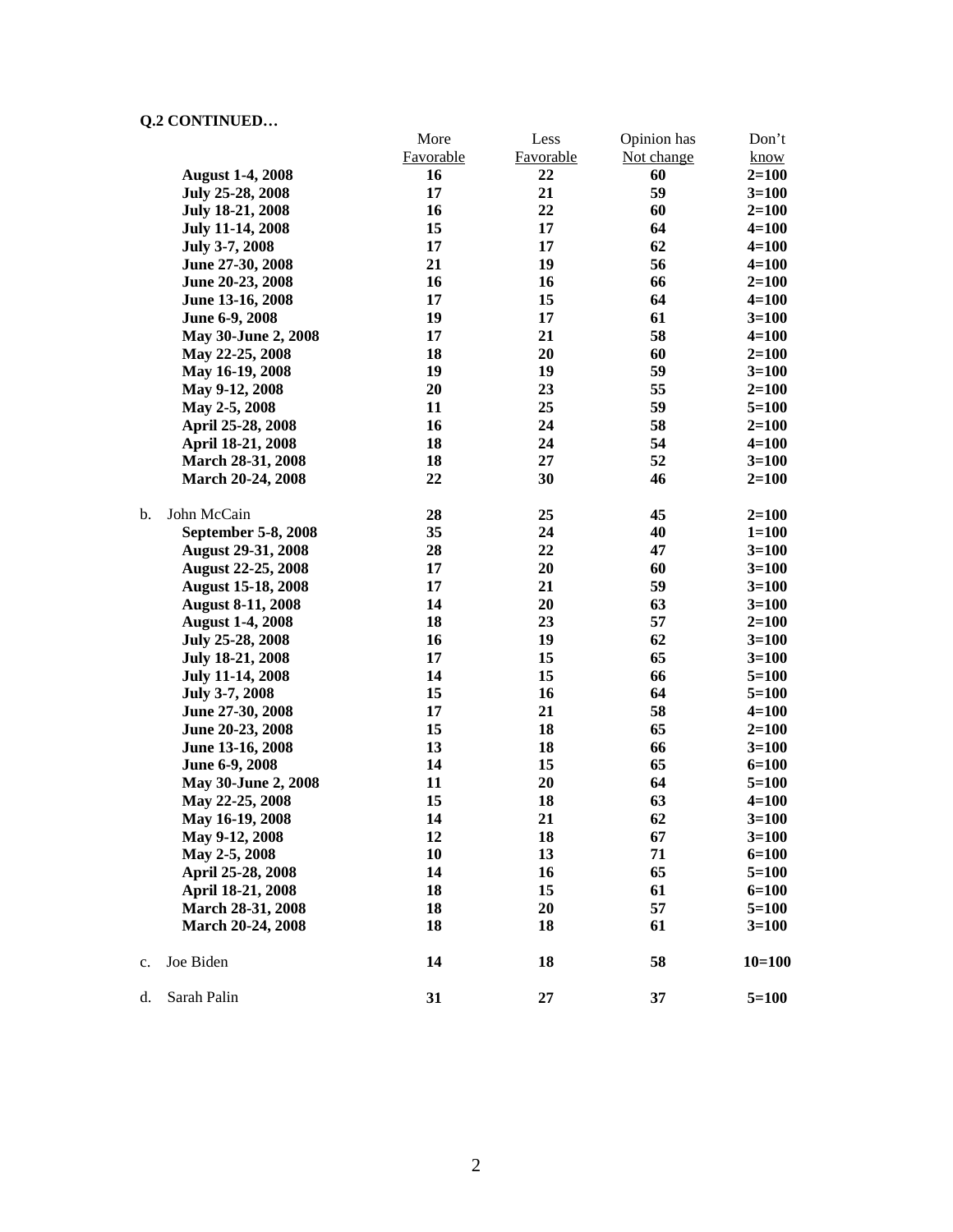**Q.2 CONTINUED…**

| | More Favorable | Less Favorable | Opinion has Not change | Don't know |
|---|---|---|---|---|
| **August 1-4, 2008** | **16** | **22** | **60** | **2=100** |
| **July 25-28, 2008** | **17** | **21** | **59** | **3=100** |
| **July 18-21, 2008** | **16** | **22** | **60** | **2=100** |
| **July 11-14, 2008** | **15** | **17** | **64** | **4=100** |
| **July 3-7, 2008** | **17** | **17** | **62** | **4=100** |
| **June 27-30, 2008** | **21** | **19** | **56** | **4=100** |
| **June 20-23, 2008** | **16** | **16** | **66** | **2=100** |
| **June 13-16, 2008** | **17** | **15** | **64** | **4=100** |
| **June 6-9, 2008** | **19** | **17** | **61** | **3=100** |
| **May 30-June 2, 2008** | **17** | **21** | **58** | **4=100** |
| **May 22-25, 2008** | **18** | **20** | **60** | **2=100** |
| **May 16-19, 2008** | **19** | **19** | **59** | **3=100** |
| **May 9-12, 2008** | **20** | **23** | **55** | **2=100** |
| **May 2-5, 2008** | **11** | **25** | **59** | **5=100** |
| **April 25-28, 2008** | **16** | **24** | **58** | **2=100** |
| **April 18-21, 2008** | **18** | **24** | **54** | **4=100** |
| **March 28-31, 2008** | **18** | **27** | **52** | **3=100** |
| **March 20-24, 2008** | **22** | **30** | **46** | **2=100** |
| b. John McCain | **28** | **25** | **45** | **2=100** |
| **September 5-8, 2008** | **35** | **24** | **40** | **1=100** |
| **August 29-31, 2008** | **28** | **22** | **47** | **3=100** |
| **August 22-25, 2008** | **17** | **20** | **60** | **3=100** |
| **August 15-18, 2008** | **17** | **21** | **59** | **3=100** |
| **August 8-11, 2008** | **14** | **20** | **63** | **3=100** |
| **August 1-4, 2008** | **18** | **23** | **57** | **2=100** |
| **July 25-28, 2008** | **16** | **19** | **62** | **3=100** |
| **July 18-21, 2008** | **17** | **15** | **65** | **3=100** |
| **July 11-14, 2008** | **14** | **15** | **66** | **5=100** |
| **July 3-7, 2008** | **15** | **16** | **64** | **5=100** |
| **June 27-30, 2008** | **17** | **21** | **58** | **4=100** |
| **June 20-23, 2008** | **15** | **18** | **65** | **2=100** |
| **June 13-16, 2008** | **13** | **18** | **66** | **3=100** |
| **June 6-9, 2008** | **14** | **15** | **65** | **6=100** |
| **May 30-June 2, 2008** | **11** | **20** | **64** | **5=100** |
| **May 22-25, 2008** | **15** | **18** | **63** | **4=100** |
| **May 16-19, 2008** | **14** | **21** | **62** | **3=100** |
| **May 9-12, 2008** | **12** | **18** | **67** | **3=100** |
| **May 2-5, 2008** | **10** | **13** | **71** | **6=100** |
| **April 25-28, 2008** | **14** | **16** | **65** | **5=100** |
| **April 18-21, 2008** | **18** | **15** | **61** | **6=100** |
| **March 28-31, 2008** | **18** | **20** | **57** | **5=100** |
| **March 20-24, 2008** | **18** | **18** | **61** | **3=100** |
| c. Joe Biden | **14** | **18** | **58** | **10=100** |
| d. Sarah Palin | **31** | **27** | **37** | **5=100** |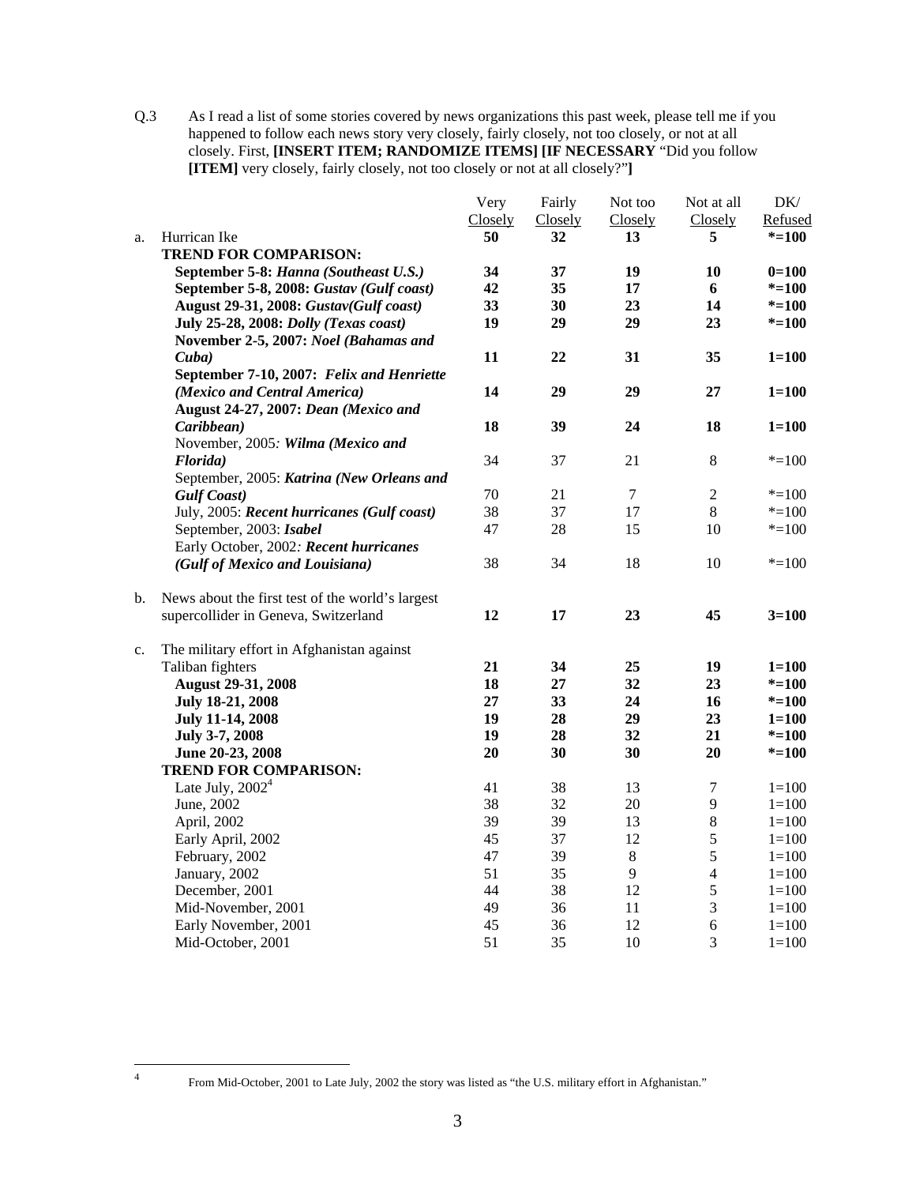Q.3 As I read a list of some stories covered by news organizations this past week, please tell me if you happened to follow each news story very closely, fairly closely, not too closely, or not at all closely. First, **[INSERT ITEM; RANDOMIZE ITEMS] [IF NECESSARY** "Did you follow **[ITEM]** very closely, fairly closely, not too closely or not at all closely?"**]**

| | | Very Closely | Fairly Closely | Not too Closely | Not at all Closely | DK/ Refused |
|---|---|---|---|---|---|---|
| a. | Hurrican Ike | **50** | **32** | **13** | **5** | **\*=100** |
| | **TREND FOR COMPARISON:** | | | | | |
| | **September 5-8: *Hanna (Southeast U.S.)*** | **34** | **37** | **19** | **10** | **0=100** |
| | **September 5-8, 2008: *Gustav (Gulf coast)*** | **42** | **35** | **17** | **6** | **\*=100** |
| | **August 29-31, 2008: *Gustav(Gulf coast)*** | **33** | **30** | **23** | **14** | **\*=100** |
| | **July 25-28, 2008: *Dolly (Texas coast)*** | **19** | **29** | **29** | **23** | **\*=100** |
| | **November 2-5, 2007: *Noel (Bahamas and Cuba)*** | **11** | **22** | **31** | **35** | **1=100** |
| | **September 7-10, 2007: *Felix and Henriette (Mexico and Central America)*** | **14** | **29** | **29** | **27** | **1=100** |
| | **August 24-27, 2007: *Dean (Mexico and Caribbean)*** | **18** | **39** | **24** | **18** | **1=100** |
| | November, 2005: ***Wilma (Mexico and Florida)*** | 34 | 37 | 21 | 8 | \*=100 |
| | September, 2005: ***Katrina (New Orleans and Gulf Coast)*** | 70 | 21 | 7 | 2 | \*=100 |
| | July, 2005: ***Recent hurricanes (Gulf coast)*** | 38 | 37 | 17 | 8 | \*=100 |
| | September, 2003: ***Isabel*** | 47 | 28 | 15 | 10 | \*=100 |
| | Early October, 2002: ***Recent hurricanes (Gulf of Mexico and Louisiana)*** | 38 | 34 | 18 | 10 | \*=100 |
| b. | News about the first test of the world's largest supercollider in Geneva, Switzerland | **12** | **17** | **23** | **45** | **3=100** |
| c. | The military effort in Afghanistan against Taliban fighters | **21** | **34** | **25** | **19** | **1=100** |
| | **August 29-31, 2008** | **18** | **27** | **32** | **23** | **\*=100** |
| | **July 18-21, 2008** | **27** | **33** | **24** | **16** | **\*=100** |
| | **July 11-14, 2008** | **19** | **28** | **29** | **23** | **1=100** |
| | **July 3-7, 2008** | **19** | **28** | **32** | **21** | **\*=100** |
| | **June 20-23, 2008** | **20** | **30** | **30** | **20** | **\*=100** |
| | **TREND FOR COMPARISON:** | | | | | |
| | Late July, 2002[4] | 41 | 38 | 13 | 7 | 1=100 |
| | June, 2002 | 38 | 32 | 20 | 9 | 1=100 |
| | April, 2002 | 39 | 39 | 13 | 8 | 1=100 |
| | Early April, 2002 | 45 | 37 | 12 | 5 | 1=100 |
| | February, 2002 | 47 | 39 | 8 | 5 | 1=100 |
| | January, 2002 | 51 | 35 | 9 | 4 | 1=100 |
| | December, 2001 | 44 | 38 | 12 | 5 | 1=100 |
| | Mid-November, 2001 | 49 | 36 | 11 | 3 | 1=100 |
| | Early November, 2001 | 45 | 36 | 12 | 6 | 1=100 |
| | Mid-October, 2001 | 51 | 35 | 10 | 3 | 1=100 |

[4] From Mid-October, 2001 to Late July, 2002 the story was listed as "the U.S. military effort in Afghanistan."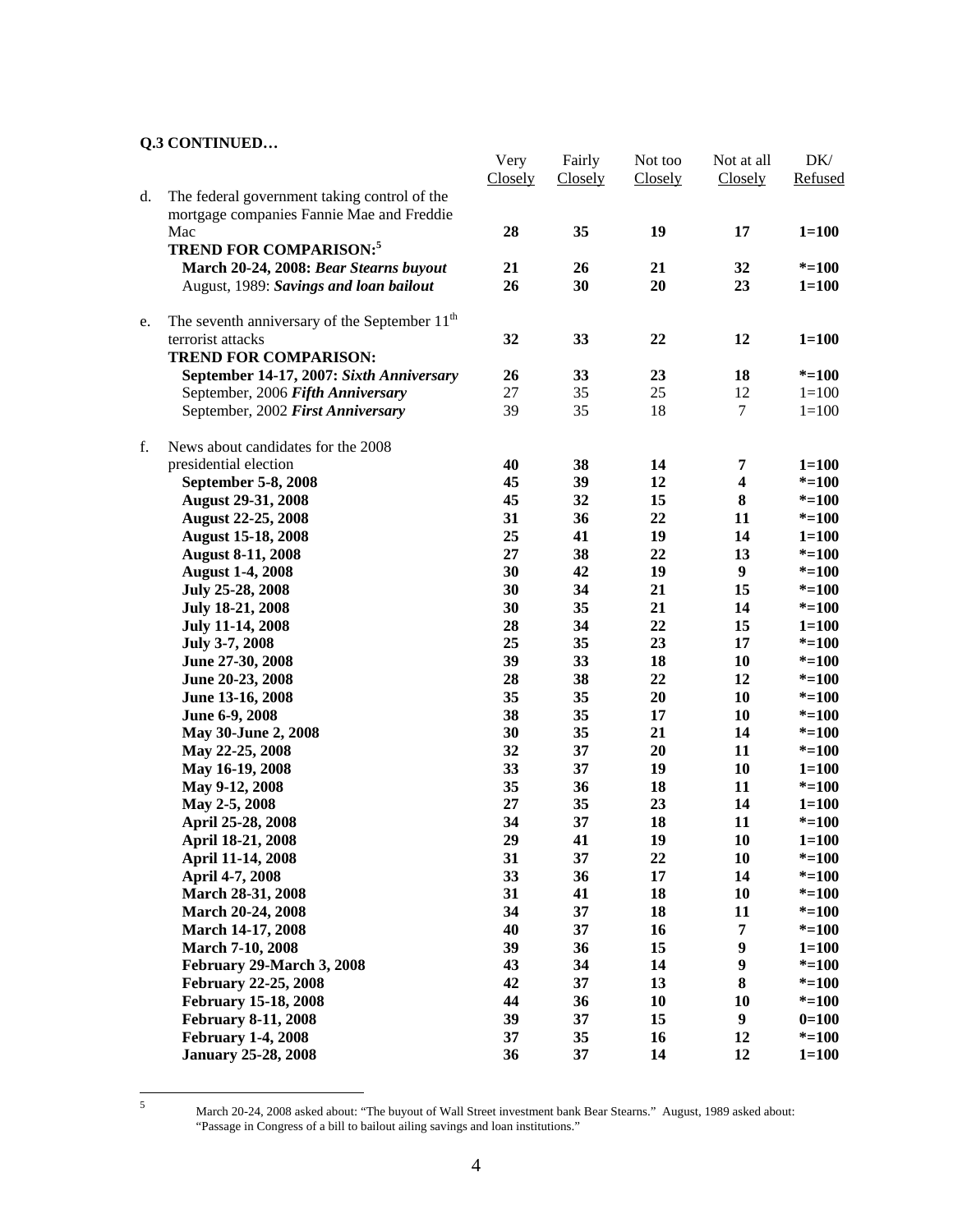**Q.3 CONTINUED…**

| | | Very Closely | Fairly Closely | Not too Closely | Not at all Closely | DK/ Refused |
|---|---|---|---|---|---|---|
| d. | The federal government taking control of the mortgage companies Fannie Mae and Freddie Mac | **28** | **35** | **19** | **17** | **1=100** |
| | **TREND FOR COMPARISON:**[5] | | | | | |
| | **March 20-24, 2008: *Bear Stearns buyout*** | **21** | **26** | **21** | **32** | ***=100** |
| | August, 1989: ***Savings and loan bailout*** | **26** | **30** | **20** | **23** | **1=100** |
| e. | The seventh anniversary of the September 11th terrorist attacks | **32** | **33** | **22** | **12** | **1=100** |
| | **TREND FOR COMPARISON:** | | | | | |
| | **September 14-17, 2007: *Sixth Anniversary*** | **26** | **33** | **23** | **18** | ***=100** |
| | September, 2006 ***Fifth Anniversary*** | 27 | 35 | 25 | 12 | 1=100 |
| | September, 2002 ***First Anniversary*** | 39 | 35 | 18 | 7 | 1=100 |
| f. | News about candidates for the 2008 presidential election | **40** | **38** | **14** | **7** | **1=100** |
| | **September 5-8, 2008** | **45** | **39** | **12** | **4** | ***=100** |
| | **August 29-31, 2008** | **45** | **32** | **15** | **8** | ***=100** |
| | **August 22-25, 2008** | **31** | **36** | **22** | **11** | ***=100** |
| | **August 15-18, 2008** | **25** | **41** | **19** | **14** | **1=100** |
| | **August 8-11, 2008** | **27** | **38** | **22** | **13** | ***=100** |
| | **August 1-4, 2008** | **30** | **42** | **19** | **9** | ***=100** |
| | **July 25-28, 2008** | **30** | **34** | **21** | **15** | ***=100** |
| | **July 18-21, 2008** | **30** | **35** | **21** | **14** | ***=100** |
| | **July 11-14, 2008** | **28** | **34** | **22** | **15** | **1=100** |
| | **July 3-7, 2008** | **25** | **35** | **23** | **17** | ***=100** |
| | **June 27-30, 2008** | **39** | **33** | **18** | **10** | ***=100** |
| | **June 20-23, 2008** | **28** | **38** | **22** | **12** | ***=100** |
| | **June 13-16, 2008** | **35** | **35** | **20** | **10** | ***=100** |
| | **June 6-9, 2008** | **38** | **35** | **17** | **10** | ***=100** |
| | **May 30-June 2, 2008** | **30** | **35** | **21** | **14** | ***=100** |
| | **May 22-25, 2008** | **32** | **37** | **20** | **11** | ***=100** |
| | **May 16-19, 2008** | **33** | **37** | **19** | **10** | **1=100** |
| | **May 9-12, 2008** | **35** | **36** | **18** | **11** | ***=100** |
| | **May 2-5, 2008** | **27** | **35** | **23** | **14** | **1=100** |
| | **April 25-28, 2008** | **34** | **37** | **18** | **11** | ***=100** |
| | **April 18-21, 2008** | **29** | **41** | **19** | **10** | **1=100** |
| | **April 11-14, 2008** | **31** | **37** | **22** | **10** | ***=100** |
| | **April 4-7, 2008** | **33** | **36** | **17** | **14** | ***=100** |
| | **March 28-31, 2008** | **31** | **41** | **18** | **10** | ***=100** |
| | **March 20-24, 2008** | **34** | **37** | **18** | **11** | ***=100** |
| | **March 14-17, 2008** | **40** | **37** | **16** | **7** | ***=100** |
| | **March 7-10, 2008** | **39** | **36** | **15** | **9** | **1=100** |
| | **February 29-March 3, 2008** | **43** | **34** | **14** | **9** | ***=100** |
| | **February 22-25, 2008** | **42** | **37** | **13** | **8** | ***=100** |
| | **February 15-18, 2008** | **44** | **36** | **10** | **10** | ***=100** |
| | **February 8-11, 2008** | **39** | **37** | **15** | **9** | **0=100** |
| | **February 1-4, 2008** | **37** | **35** | **16** | **12** | ***=100** |
| | **January 25-28, 2008** | **36** | **37** | **14** | **12** | **1=100** |

[5] March 20-24, 2008 asked about: "The buyout of Wall Street investment bank Bear Stearns." August, 1989 asked about: "Passage in Congress of a bill to bailout ailing savings and loan institutions."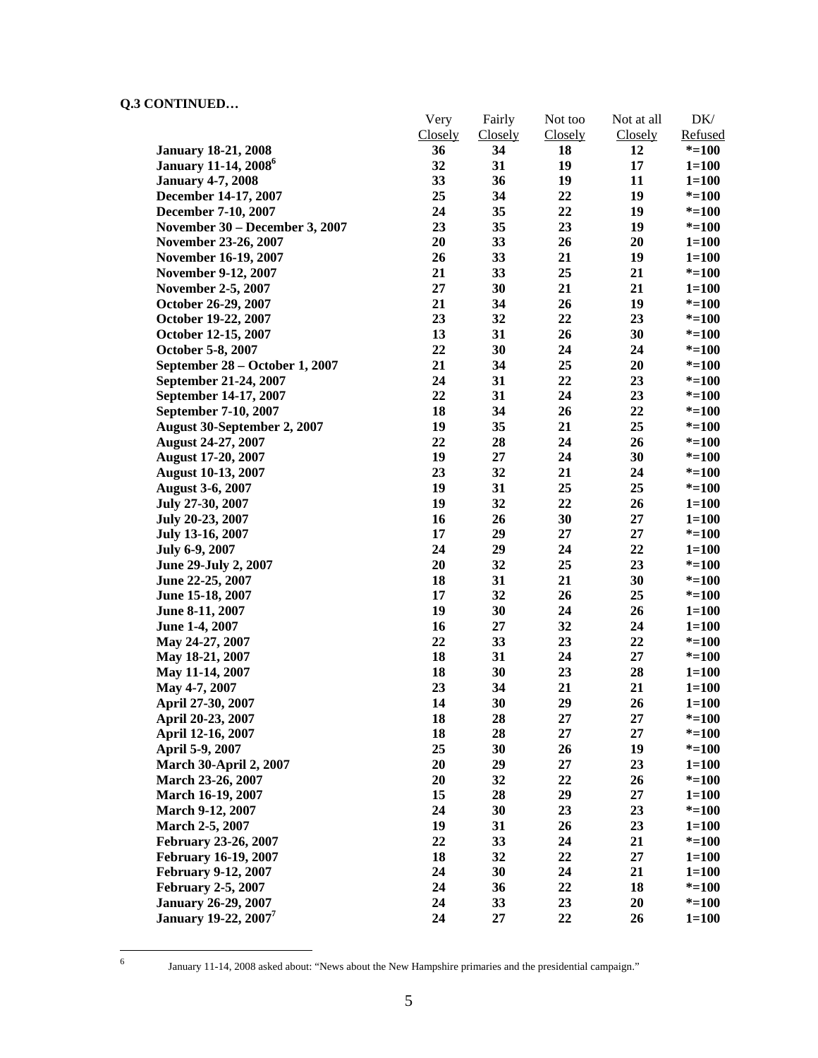**Q.3 CONTINUED…**

| | Very Closely | Fairly Closely | Not too Closely | Not at all Closely | DK/ Refused |
|---|---|---|---|---|---|
| **January 18-21, 2008** | **36** | **34** | **18** | **12** | ***=100** |
| **January 11-14, 2008**[6] | **32** | **31** | **19** | **17** | **1=100** |
| **January 4-7, 2008** | **33** | **36** | **19** | **11** | **1=100** |
| **December 14-17, 2007** | **25** | **34** | **22** | **19** | ***=100** |
| **December 7-10, 2007** | **24** | **35** | **22** | **19** | ***=100** |
| **November 30 – December 3, 2007** | **23** | **35** | **23** | **19** | ***=100** |
| **November 23-26, 2007** | **20** | **33** | **26** | **20** | **1=100** |
| **November 16-19, 2007** | **26** | **33** | **21** | **19** | **1=100** |
| **November 9-12, 2007** | **21** | **33** | **25** | **21** | ***=100** |
| **November 2-5, 2007** | **27** | **30** | **21** | **21** | **1=100** |
| **October 26-29, 2007** | **21** | **34** | **26** | **19** | ***=100** |
| **October 19-22, 2007** | **23** | **32** | **22** | **23** | ***=100** |
| **October 12-15, 2007** | **13** | **31** | **26** | **30** | ***=100** |
| **October 5-8, 2007** | **22** | **30** | **24** | **24** | ***=100** |
| **September 28 – October 1, 2007** | **21** | **34** | **25** | **20** | ***=100** |
| **September 21-24, 2007** | **24** | **31** | **22** | **23** | ***=100** |
| **September 14-17, 2007** | **22** | **31** | **24** | **23** | ***=100** |
| **September 7-10, 2007** | **18** | **34** | **26** | **22** | ***=100** |
| **August 30-September 2, 2007** | **19** | **35** | **21** | **25** | ***=100** |
| **August 24-27, 2007** | **22** | **28** | **24** | **26** | ***=100** |
| **August 17-20, 2007** | **19** | **27** | **24** | **30** | ***=100** |
| **August 10-13, 2007** | **23** | **32** | **21** | **24** | ***=100** |
| **August 3-6, 2007** | **19** | **31** | **25** | **25** | ***=100** |
| **July 27-30, 2007** | **19** | **32** | **22** | **26** | **1=100** |
| **July 20-23, 2007** | **16** | **26** | **30** | **27** | **1=100** |
| **July 13-16, 2007** | **17** | **29** | **27** | **27** | ***=100** |
| **July 6-9, 2007** | **24** | **29** | **24** | **22** | **1=100** |
| **June 29-July 2, 2007** | **20** | **32** | **25** | **23** | ***=100** |
| **June 22-25, 2007** | **18** | **31** | **21** | **30** | ***=100** |
| **June 15-18, 2007** | **17** | **32** | **26** | **25** | ***=100** |
| **June 8-11, 2007** | **19** | **30** | **24** | **26** | **1=100** |
| **June 1-4, 2007** | **16** | **27** | **32** | **24** | **1=100** |
| **May 24-27, 2007** | **22** | **33** | **23** | **22** | ***=100** |
| **May 18-21, 2007** | **18** | **31** | **24** | **27** | ***=100** |
| **May 11-14, 2007** | **18** | **30** | **23** | **28** | **1=100** |
| **May 4-7, 2007** | **23** | **34** | **21** | **21** | **1=100** |
| **April 27-30, 2007** | **14** | **30** | **29** | **26** | **1=100** |
| **April 20-23, 2007** | **18** | **28** | **27** | **27** | ***=100** |
| **April 12-16, 2007** | **18** | **28** | **27** | **27** | ***=100** |
| **April 5-9, 2007** | **25** | **30** | **26** | **19** | ***=100** |
| **March 30-April 2, 2007** | **20** | **29** | **27** | **23** | **1=100** |
| **March 23-26, 2007** | **20** | **32** | **22** | **26** | ***=100** |
| **March 16-19, 2007** | **15** | **28** | **29** | **27** | **1=100** |
| **March 9-12, 2007** | **24** | **30** | **23** | **23** | ***=100** |
| **March 2-5, 2007** | **19** | **31** | **26** | **23** | **1=100** |
| **February 23-26, 2007** | **22** | **33** | **24** | **21** | ***=100** |
| **February 16-19, 2007** | **18** | **32** | **22** | **27** | **1=100** |
| **February 9-12, 2007** | **24** | **30** | **24** | **21** | **1=100** |
| **February 2-5, 2007** | **24** | **36** | **22** | **18** | ***=100** |
| **January 26-29, 2007** | **24** | **33** | **23** | **20** | ***=100** |
| **January 19-22, 2007**[7] | **24** | **27** | **22** | **26** | **1=100** |

[6] January 11-14, 2008 asked about: "News about the New Hampshire primaries and the presidential campaign."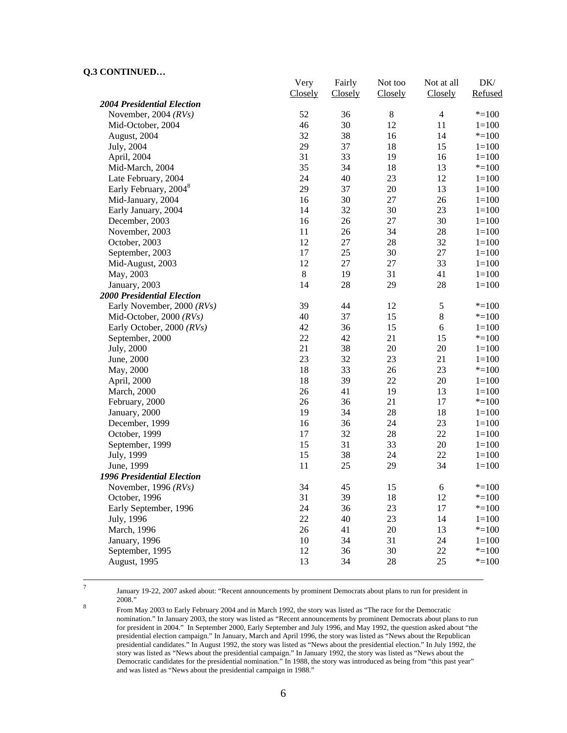**Q.3 CONTINUED…**

| | Very Closely | Fairly Closely | Not too Closely | Not at all Closely | DK/ Refused |
|---|---|---|---|---|---|
| ***2004 Presidential Election*** | | | | | |
| November, 2004 *(RVs)* | 52 | 36 | 8 | 4 | *=100 |
| Mid-October, 2004 | 46 | 30 | 12 | 11 | 1=100 |
| August, 2004 | 32 | 38 | 16 | 14 | *=100 |
| July, 2004 | 29 | 37 | 18 | 15 | 1=100 |
| April, 2004 | 31 | 33 | 19 | 16 | 1=100 |
| Mid-March, 2004 | 35 | 34 | 18 | 13 | *=100 |
| Late February, 2004 | 24 | 40 | 23 | 12 | 1=100 |
| Early February, 2004[8] | 29 | 37 | 20 | 13 | 1=100 |
| Mid-January, 2004 | 16 | 30 | 27 | 26 | 1=100 |
| Early January, 2004 | 14 | 32 | 30 | 23 | 1=100 |
| December, 2003 | 16 | 26 | 27 | 30 | 1=100 |
| November, 2003 | 11 | 26 | 34 | 28 | 1=100 |
| October, 2003 | 12 | 27 | 28 | 32 | 1=100 |
| September, 2003 | 17 | 25 | 30 | 27 | 1=100 |
| Mid-August, 2003 | 12 | 27 | 27 | 33 | 1=100 |
| May, 2003 | 8 | 19 | 31 | 41 | 1=100 |
| January, 2003 | 14 | 28 | 29 | 28 | 1=100 |
| ***2000 Presidential Election*** | | | | | |
| Early November, 2000 *(RVs)* | 39 | 44 | 12 | 5 | *=100 |
| Mid-October, 2000 *(RVs)* | 40 | 37 | 15 | 8 | *=100 |
| Early October, 2000 *(RVs)* | 42 | 36 | 15 | 6 | 1=100 |
| September, 2000 | 22 | 42 | 21 | 15 | *=100 |
| July, 2000 | 21 | 38 | 20 | 20 | 1=100 |
| June, 2000 | 23 | 32 | 23 | 21 | 1=100 |
| May, 2000 | 18 | 33 | 26 | 23 | *=100 |
| April, 2000 | 18 | 39 | 22 | 20 | 1=100 |
| March, 2000 | 26 | 41 | 19 | 13 | 1=100 |
| February, 2000 | 26 | 36 | 21 | 17 | *=100 |
| January, 2000 | 19 | 34 | 28 | 18 | 1=100 |
| December, 1999 | 16 | 36 | 24 | 23 | 1=100 |
| October, 1999 | 17 | 32 | 28 | 22 | 1=100 |
| September, 1999 | 15 | 31 | 33 | 20 | 1=100 |
| July, 1999 | 15 | 38 | 24 | 22 | 1=100 |
| June, 1999 | 11 | 25 | 29 | 34 | 1=100 |
| ***1996 Presidential Election*** | | | | | |
| November, 1996 *(RVs)* | 34 | 45 | 15 | 6 | *=100 |
| October, 1996 | 31 | 39 | 18 | 12 | *=100 |
| Early September, 1996 | 24 | 36 | 23 | 17 | *=100 |
| July, 1996 | 22 | 40 | 23 | 14 | 1=100 |
| March, 1996 | 26 | 41 | 20 | 13 | *=100 |
| January, 1996 | 10 | 34 | 31 | 24 | 1=100 |
| September, 1995 | 12 | 36 | 30 | 22 | *=100 |
| August, 1995 | 13 | 34 | 28 | 25 | *=100 |

[7] January 19-22, 2007 asked about: "Recent announcements by prominent Democrats about plans to run for president in 2008."

[8] From May 2003 to Early February 2004 and in March 1992, the story was listed as "The race for the Democratic nomination." In January 2003, the story was listed as "Recent announcements by prominent Democrats about plans to run for president in 2004." In September 2000, Early September and July 1996, and May 1992, the question asked about "the presidential election campaign." In January, March and April 1996, the story was listed as "News about the Republican presidential candidates." In August 1992, the story was listed as "News about the presidential election." In July 1992, the story was listed as "News about the presidential campaign." In January 1992, the story was listed as "News about the Democratic candidates for the presidential nomination." In 1988, the story was introduced as being from "this past year" and was listed as "News about the presidential campaign in 1988."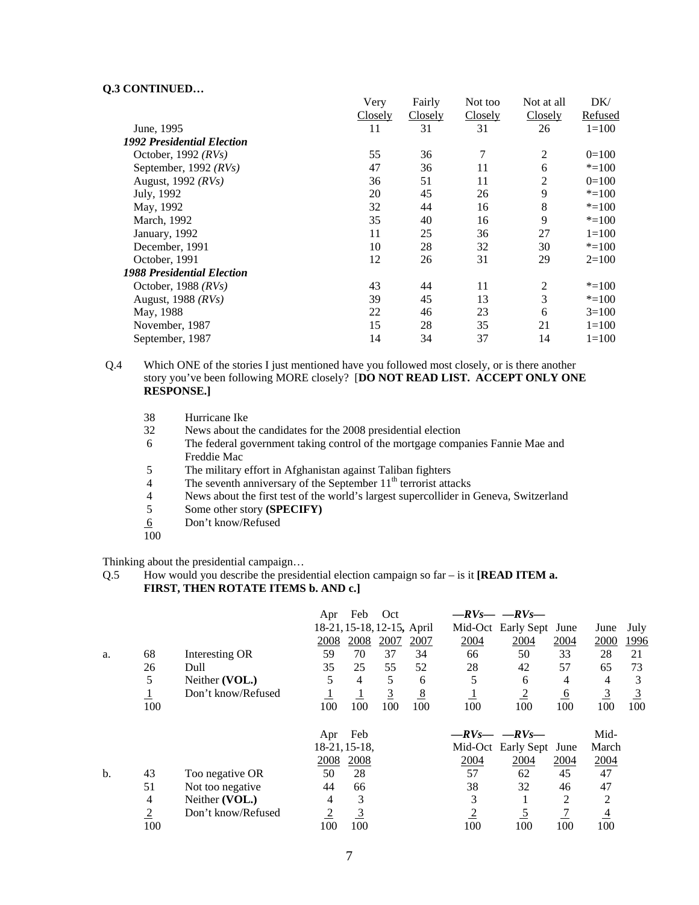**Q.3 CONTINUED…**

| | Very Closely | Fairly Closely | Not too Closely | Not at all Closely | DK/ Refused |
|---|---|---|---|---|---|
| June, 1995 | 11 | 31 | 31 | 26 | 1=100 |
| ***1992 Presidential Election*** | | | | | |
| October, 1992 *(RVs)* | 55 | 36 | 7 | 2 | 0=100 |
| September, 1992 *(RVs)* | 47 | 36 | 11 | 6 | *=100 |
| August, 1992 *(RVs)* | 36 | 51 | 11 | 2 | 0=100 |
| July, 1992 | 20 | 45 | 26 | 9 | *=100 |
| May, 1992 | 32 | 44 | 16 | 8 | *=100 |
| March, 1992 | 35 | 40 | 16 | 9 | *=100 |
| January, 1992 | 11 | 25 | 36 | 27 | 1=100 |
| December, 1991 | 10 | 28 | 32 | 30 | *=100 |
| October, 1991 | 12 | 26 | 31 | 29 | 2=100 |
| ***1988 Presidential Election*** | | | | | |
| October, 1988 *(RVs)* | 43 | 44 | 11 | 2 | *=100 |
| August, 1988 *(RVs)* | 39 | 45 | 13 | 3 | *=100 |
| May, 1988 | 22 | 46 | 23 | 6 | 3=100 |
| November, 1987 | 15 | 28 | 35 | 21 | 1=100 |
| September, 1987 | 14 | 34 | 37 | 14 | 1=100 |

Q.4 Which ONE of the stories I just mentioned have you followed most closely, or is there another story you've been following MORE closely? [**DO NOT READ LIST. ACCEPT ONLY ONE RESPONSE.]**

| | |
|---|---|
| 38 | Hurricane Ike |
| 32 | News about the candidates for the 2008 presidential election |
| 6 | The federal government taking control of the mortgage companies Fannie Mae and Freddie Mac |
| 5 | The military effort in Afghanistan against Taliban fighters |
| 4 | The seventh anniversary of the September 11th terrorist attacks |
| 4 | News about the first test of the world's largest supercollider in Geneva, Switzerland |
| 5 | Some other story **(SPECIFY)** |
| 6 | Don't know/Refused |
| 100 | |

Thinking about the presidential campaign…

Q.5 How would you describe the presidential election campaign so far – is it **[READ ITEM a. FIRST, THEN ROTATE ITEMS b. AND c.]**

| | | | Apr 18-21, 2008 | Feb 15-18, 2008 | Oct 12-15, 2007 | April 2007 | *—RVs—* Mid-Oct 2004 | *—RVs—* Early Sept 2004 | June 2004 | June 2000 | July 1996 |
|---|---|---|---|---|---|---|---|---|---|---|---|
| a. | 68 | Interesting OR | 59 | 70 | 37 | 34 | 66 | 50 | 33 | 28 | 21 |
| | 26 | Dull | 35 | 25 | 55 | 52 | 28 | 42 | 57 | 65 | 73 |
| | 5 | Neither **(VOL.)** | 5 | 4 | 5 | 6 | 5 | 6 | 4 | 4 | 3 |
| | 1 | Don't know/Refused | 1 | 1 | 3 | 8 | 1 | 2 | 6 | 3 | 3 |
| | 100 | | 100 | 100 | 100 | 100 | 100 | 100 | 100 | 100 | 100 |

| | | | Apr 18-21, 2008 | Feb 15-18, 2008 | *—RVs—* Mid-Oct 2004 | *—RVs—* Early Sept 2004 | June 2004 | Mid-March 2004 |
|---|---|---|---|---|---|---|---|---|
| b. | 43 | Too negative OR | 50 | 28 | 57 | 62 | 45 | 47 |
| | 51 | Not too negative | 44 | 66 | 38 | 32 | 46 | 47 |
| | 4 | Neither **(VOL.)** | 4 | 3 | 3 | 1 | 2 | 2 |
| | 2 | Don't know/Refused | 2 | 3 | 2 | 5 | 7 | 4 |
| | 100 | | 100 | 100 | 100 | 100 | 100 | 100 |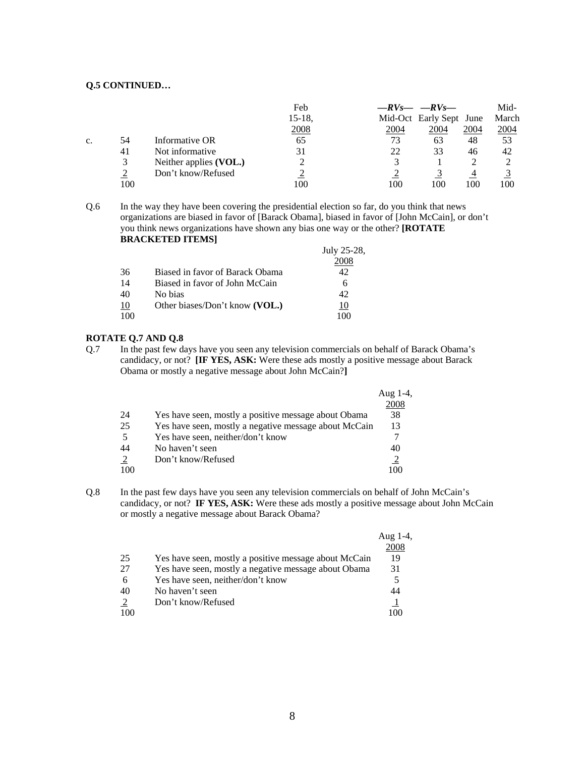**Q.5 CONTINUED…**

| | | | Feb 15-18, 2008 | —*RVs*— Mid-Oct 2004 | —*RVs*— Early Sept 2004 | June 2004 | Mid-March 2004 |
|---|---|---|---|---|---|---|---|
| c. | 54 | Informative OR | 65 | 73 | 63 | 48 | 53 |
| | 41 | Not informative | 31 | 22 | 33 | 46 | 42 |
| | 3 | Neither applies **(VOL.)** | 2 | 3 | 1 | 2 | 2 |
| | 2 | Don't know/Refused | 2 | 2 | 3 | 4 | 3 |
| | 100 | | 100 | 100 | 100 | 100 | 100 |

Q.6 In the way they have been covering the presidential election so far, do you think that news organizations are biased in favor of [Barack Obama], biased in favor of [John McCain], or don't you think news organizations have shown any bias one way or the other? **[ROTATE BRACKETED ITEMS]**

| | | July 25-28, 2008 |
|---|---|---|
| 36 | Biased in favor of Barack Obama | 42 |
| 14 | Biased in favor of John McCain | 6 |
| 40 | No bias | 42 |
| 10 | Other biases/Don't know **(VOL.)** | 10 |
| 100 | | 100 |

**ROTATE Q.7 AND Q.8**

Q.7 In the past few days have you seen any television commercials on behalf of Barack Obama's candidacy, or not? **[IF YES, ASK:** Were these ads mostly a positive message about Barack Obama or mostly a negative message about John McCain?**]**

| | | Aug 1-4, 2008 |
|---|---|---|
| 24 | Yes have seen, mostly a positive message about Obama | 38 |
| 25 | Yes have seen, mostly a negative message about McCain | 13 |
| 5 | Yes have seen, neither/don't know | 7 |
| 44 | No haven't seen | 40 |
| 2 | Don't know/Refused | 2 |
| 100 | | 100 |

Q.8 In the past few days have you seen any television commercials on behalf of John McCain's candidacy, or not? **IF YES, ASK:** Were these ads mostly a positive message about John McCain or mostly a negative message about Barack Obama?

| | | Aug 1-4, 2008 |
|---|---|---|
| 25 | Yes have seen, mostly a positive message about McCain | 19 |
| 27 | Yes have seen, mostly a negative message about Obama | 31 |
| 6 | Yes have seen, neither/don't know | 5 |
| 40 | No haven't seen | 44 |
| 2 | Don't know/Refused | 1 |
| 100 | | 100 |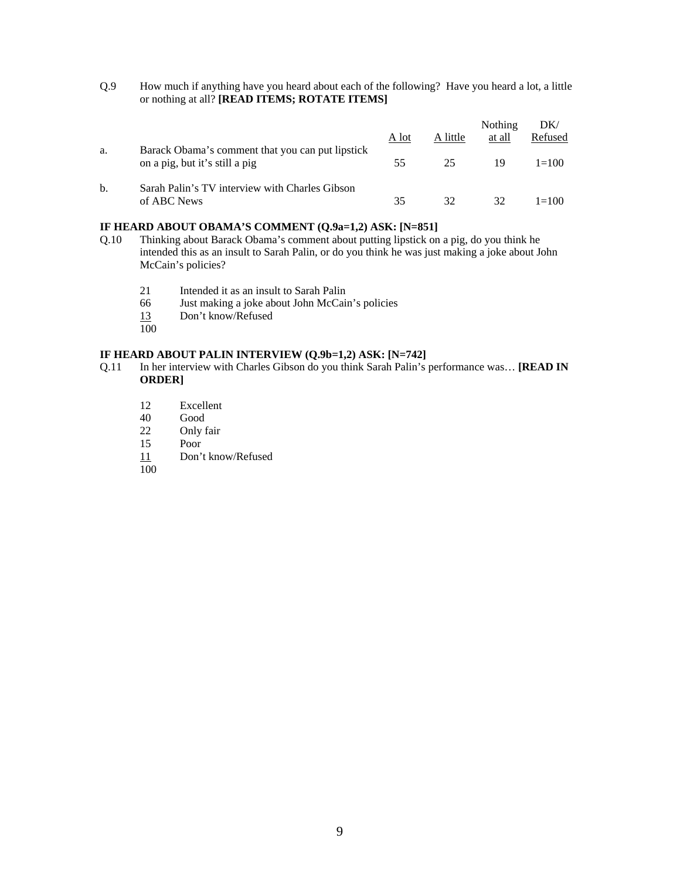Q.9 How much if anything have you heard about each of the following? Have you heard a lot, a little or nothing at all? **[READ ITEMS; ROTATE ITEMS]**

| | | A lot | A little | Nothing at all | DK/ Refused |
|---|---|---|---|---|---|
| a. | Barack Obama's comment that you can put lipstick on a pig, but it's still a pig | 55 | 25 | 19 | 1=100 |
| b. | Sarah Palin's TV interview with Charles Gibson of ABC News | 35 | 32 | 32 | 1=100 |

**IF HEARD ABOUT OBAMA'S COMMENT (Q.9a=1,2) ASK: [N=851]**

Q.10 Thinking about Barack Obama's comment about putting lipstick on a pig, do you think he intended this as an insult to Sarah Palin, or do you think he was just making a joke about John McCain's policies?

| | |
|---|---|
| 21 | Intended it as an insult to Sarah Palin |
| 66 | Just making a joke about John McCain's policies |
| 13 | Don't know/Refused |
| 100 | |

**IF HEARD ABOUT PALIN INTERVIEW (Q.9b=1,2) ASK: [N=742]**

Q.11 In her interview with Charles Gibson do you think Sarah Palin's performance was… **[READ IN ORDER]**

| | |
|---|---|
| 12 | Excellent |
| 40 | Good |
| 22 | Only fair |
| 15 | Poor |
| 11 | Don't know/Refused |
| 100 | |